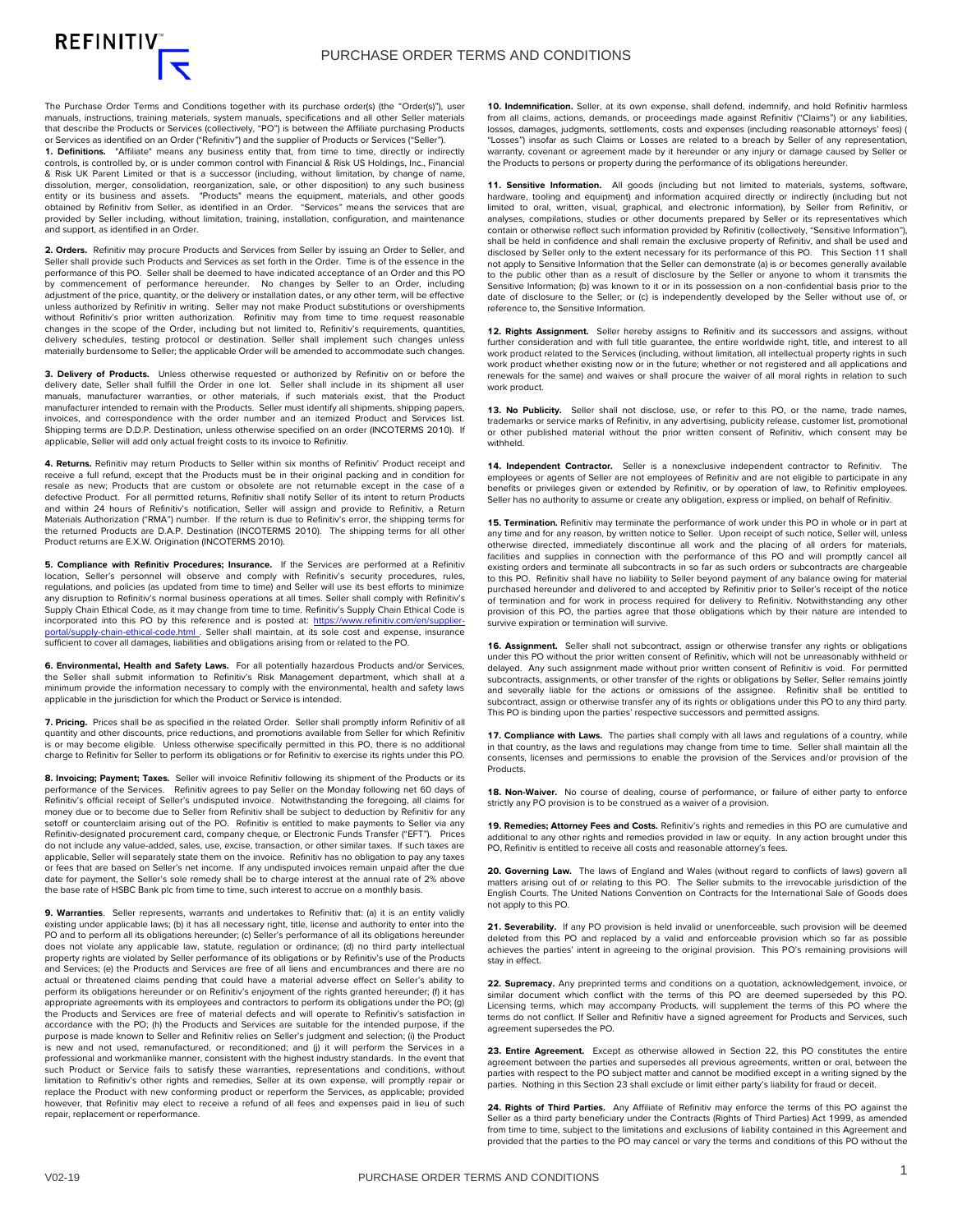# PURCHASE ORDER TERMS AND CONDITIONS

The Purchase Order Terms and Conditions together with its purchase order(s) (the "Order(s)"), user manuals, instructions, training materials, system manuals, specifications and all other Seller materials that describe the Products or Services (collectively, "PO") is between the Affiliate purchasing Products or Services as identified on an Order ("Refinitiv") and the supplier of Products or Services ("Seller").

**1. Definitions.** "Affiliate" means any business entity that, from time to time, directly or indirectly controls, is controlled by, or is under common control with Financial & Risk US Holdings, Inc., Financial & Risk UK Parent Limited or that is a successor (including, without limitation, by change of name, dissolution, merger, consolidation, reorganization, sale, or other disposition) to any such business entity or its business and assets. "Products" means the equipment, materials, and other goods obtained by Refinitiv from Seller, as identified in an Order. "Services" means the services that are provided by Seller including, without limitation, training, installation, configuration, and maintenance and support, as identified in an Order.

**2. Orders.** Refinitiv may procure Products and Services from Seller by issuing an Order to Seller, and Seller shall provide such Products and Services as set forth in the Order. Time is of the essence in the performance of this PO. Seller shall be deemed to have indicated acceptance of an Order and this PO by commencement of performance hereunder. No changes by Seller to an Order, including adjustment of the price, quantity, or the delivery or installation dates, or any other term, will be effective unless authorized by Refinitiv in writing. Seller may not make Product substitutions or overshipments without Refinitiv's prior written authorization. Refinitiv may from time to time request reasonable changes in the scope of the Order, including but not limited to, Refinitiv's requirements, quantities, delivery schedules, testing protocol or destination. Seller shall implement such changes unless materially burdensome to Seller; the applicable Order will be amended to accommodate such changes.

**3. Delivery of Products.** Unless otherwise requested or authorized by Refinitiv on or before the delivery date, Seller shall fulfill the Order in one lot. Seller shall include in its shipment all user manuals, manufacturer warranties, or other materials, if such materials exist, that the Product manufacturer intended to remain with the Products. Seller must identify all shipments, shipping papers, invoices, and correspondence with the order number and an itemized Product and Services list. Shipping terms are D.D.P. Destination, unless otherwise specified on an order (INCOTERMS 2010). If applicable, Seller will add only actual freight costs to its invoice to Refinitiv.

**4. Returns.** Refinitiv may return Products to Seller within six months of Refinitiv' Product receipt and receive a full refund, except that the Products must be in their original packing and in condition for resale as new; Products that are custom or obsolete are not returnable except in the case of a defective Product. For all permitted returns, Refinitiv shall notify Seller of its intent to return Products and within 24 hours of Refinitiv's notification, Seller will assign and provide to Refinitiv, a Return Materials Authorization ("RMA") number. If the return is due to Refinitiv's error, the shipping terms for the returned Products are D.A.P. Destination (INCOTERMS 2010). The shipping terms for all other Product returns are E.X.W. Origination (INCOTERMS 2010).

**5. Compliance with Refinitiv Procedures; Insurance.** If the Services are performed at a Refinitiv location, Seller's personnel will observe and comply with Refinitiv's security procedures, rules, regulations, and policies (as updated from time to time) and Seller will use its best efforts to minimize any disruption to Refinitiv's normal business operations at all times. Seller shall comply with Refinitiv's Supply Chain Ethical Code, as it may change from time to time. Refinitiv's Supply Chain Ethical Code is incorporated into this PO by this reference and is posted at: https://www.refinitiv.com/en/supplier-portal/supply-chain-ethical-code.html . Seller shall maintain, at its sole cost and expense, insurance sufficient to cover all damages, liabilities and obligations arising from or related to the PO.

**6. Environmental, Health and Safety Laws.** For all potentially hazardous Products and/or Services, the Seller shall submit information to Refinitiv's Risk Management department, which shall at a minimum provide the information necessary to comply with the environmental, health and safety laws applicable in the jurisdiction for which the Product or Service is intended.

**7. Pricing.** Prices shall be as specified in the related Order. Seller shall promptly inform Refinitiv of all quantity and other discounts, price reductions, and promotions available from Seller for which Refinitiv is or may become eligible. Unless otherwise specifically permitted in this PO, there is no additional charge to Refinitiv for Seller to perform its obligations or for Refinitiv to exercise its rights under this PO.

**8. Invoicing; Payment; Taxes.** Seller will invoice Refinitiv following its shipment of the Products or its performance of the Services. Refinitiv agrees to pay Seller on the Monday following net 60 days of Refinitiv's official receipt of Seller's undisputed invoice. Notwithstanding the foregoing, all claims for money due or to become due to Seller from Refinitiv shall be subject to deduction by Refinitiv for any setoff or counterclaim arising out of the PO. Refinitiv is entitled to make payments to Seller via any Refinitiv-designated procurement card, company cheque, or Electronic Funds Transfer ("EFT"). Prices do not include any value-added, sales, use, excise, transaction, or other similar taxes. If such taxes are applicable, Seller will separately state them on the invoice. Refinitiv has no obligation to pay any taxes or fees that are based on Seller's net income. If any undisputed invoices remain unpaid after the due date for payment, the Seller's sole remedy shall be to charge interest at the annual rate of 2% above the base rate of HSBC Bank plc from time to time, such interest to accrue on a monthly basis.

**9. Warranties**. Seller represents, warrants and undertakes to Refinitiv that: (a) it is an entity validly existing under applicable laws; (b) it has all necessary right, title, license and authority to enter into the PO and to perform all its obligations hereunder; (c) Seller's performance of all its obligations hereunder does not violate any applicable law, statute, regulation or ordinance; (d) no third party intellectual property rights are violated by Seller performance of its obligations or by Refinitiv's use of the Products and Services; (e) the Products and Services are free of all liens and encumbrances and there are no actual or threatened claims pending that could have a material adverse effect on Seller's ability to perform its obligations hereunder or on Refinitiv's enjoyment of the rights granted hereunder; (f) it has appropriate agreements with its employees and contractors to perform its obligations under the PO; (g) the Products and Services are free of material defects and will operate to Refinitiv's satisfaction in accordance with the PO; (h) the Products and Services are suitable for the intended purpose, if the purpose is made known to Seller and Refinitiv relies on Seller's judgment and selection; (i) the Product is new and not used, remanufactured, or reconditioned; and (j) it will perform the Services in a professional and workmanlike manner, consistent with the highest industry standards. In the event that such Product or Service fails to satisfy these warranties, representations and conditions, without limitation to Refinitiv's other rights and remedies, Seller at its own expense, will promptly repair or replace the Product with new conforming product or reperform the Services, as applicable; provided however, that Refinitiv may elect to receive a refund of all fees and expenses paid in lieu of such repair, replacement or reperformance.

**10. Indemnification.** Seller, at its own expense, shall defend, indemnify, and hold Refinitiv harmless from all claims, actions, demands, or proceedings made against Refinitiv ("Claims") or any liabilities, losses, damages, judgments, settlements, costs and expenses (including reasonable attorneys' fees) ( "Losses") insofar as such Claims or Losses are related to a breach by Seller of any representation, warranty, covenant or agreement made by it hereunder or any injury or damage caused by Seller or the Products to persons or property during the performance of its obligations hereunder.

**11. Sensitive Information.** All goods (including but not limited to materials, systems, software, hardware, tooling and equipment) and information acquired directly or indirectly (including but not limited to oral, written, visual, graphical, and electronic information), by Seller from Refinitiv, or analyses, compilations, studies or other documents prepared by Seller or its representatives which contain or otherwise reflect such information provided by Refinitiv (collectively, "Sensitive Information"), shall be held in confidence and shall remain the exclusive property of Refinitiv, and shall be used and disclosed by Seller only to the extent necessary for its performance of this PO. This Section 11 shall not apply to Sensitive Information that the Seller can demonstrate (a) is or becomes generally available to the public other than as a result of disclosure by the Seller or anyone to whom it transmits the Sensitive Information; (b) was known to it or in its possession on a non-confidential basis prior to the date of disclosure to the Seller; or (c) is independently developed by the Seller without use of, or reference to, the Sensitive Information.

**12. Rights Assignment.** Seller hereby assigns to Refinitiv and its successors and assigns, without further consideration and with full title guarantee, the entire worldwide right, title, and interest to all work product related to the Services (including, without limitation, all intellectual property rights in such work product whether existing now or in the future; whether or not registered and all applications and renewals for the same) and waives or shall procure the waiver of all moral rights in relation to such work product.

**13. No Publicity.** Seller shall not disclose, use, or refer to this PO, or the name, trade names, trademarks or service marks of Refinitiv, in any advertising, publicity release, customer list, promotional or other published material without the prior written consent of Refinitiv, which consent may be withheld.

**14. Independent Contractor.** Seller is a nonexclusive independent contractor to Refinitiv. The employees or agents of Seller are not employees of Refinitiv and are not eligible to participate in any benefits or privileges given or extended by Refinitiv, or by operation of law, to Refinitiv employees. Seller has no authority to assume or create any obligation, express or implied, on behalf of Refinitiv.

**15. Termination.** Refinitiv may terminate the performance of work under this PO in whole or in part at any time and for any reason, by written notice to Seller. Upon receipt of such notice, Seller will, unless otherwise directed, immediately discontinue all work and the placing of all orders for materials, facilities and supplies in connection with the performance of this PO and will promptly cancel all existing orders and terminate all subcontracts in so far as such orders or subcontracts are chargeable to this PO. Refinitiv shall have no liability to Seller beyond payment of any balance owing for material purchased hereunder and delivered to and accepted by Refinitiv prior to Seller's receipt of the notice of termination and for work in process required for delivery to Refinitiv. Notwithstanding any other provision of this PO, the parties agree that those obligations which by their nature are intended to survive expiration or termination will survive.

**16. Assignment.** Seller shall not subcontract, assign or otherwise transfer any rights or obligations under this PO without the prior written consent of Refinitiv, which will not be unreasonably withheld or delayed. Any such assignment made without prior written consent of Refinitiv is void. For permitted subcontracts, assignments, or other transfer of the rights or obligations by Seller, Seller remains jointly and severally liable for the actions or omissions of the assignee. Refinitiv shall be entitled to subcontract, assign or otherwise transfer any of its rights or obligations under this PO to any third party. This PO is binding upon the parties' respective successors and permitted assigns.

**17. Compliance with Laws.** The parties shall comply with all laws and regulations of a country, while in that country, as the laws and regulations may change from time to time. Seller shall maintain all the consents, licenses and permissions to enable the provision of the Services and/or provision of the Products.

**18. Non-Waiver.** No course of dealing, course of performance, or failure of either party to enforce strictly any PO provision is to be construed as a waiver of a provision.

**19. Remedies; Attorney Fees and Costs.** Refinitiv's rights and remedies in this PO are cumulative and additional to any other rights and remedies provided in law or equity. In any action brought under this PO, Refinitiv is entitled to receive all costs and reasonable attorney's fees.

**20. Governing Law.** The laws of England and Wales (without regard to conflicts of laws) govern all matters arising out of or relating to this PO. The Seller submits to the irrevocable jurisdiction of the English Courts. The United Nations Convention on Contracts for the International Sale of Goods does not apply to this PO.

**21. Severability.** If any PO provision is held invalid or unenforceable, such provision will be deemed deleted from this PO and replaced by a valid and enforceable provision which so far as possible achieves the parties' intent in agreeing to the original provision. This PO's remaining provisions will stay in effect.

**22. Supremacy.** Any preprinted terms and conditions on a quotation, acknowledgement, invoice, or similar document which conflict with the terms of this PO are deemed superseded by this PO. Licensing terms, which may accompany Products, will supplement the terms of this PO where the terms do not conflict. If Seller and Refinitiv have a signed agreement for Products and Services, such agreement supersedes the PO.

**23. Entire Agreement.** Except as otherwise allowed in Section 22, this PO constitutes the entire agreement between the parties and supersedes all previous agreements, written or oral, between the parties with respect to the PO subject matter and cannot be modified except in a writing signed by the parties. Nothing in this Section 23 shall exclude or limit either party's liability for fraud or deceit.

**24. Rights of Third Parties.** Any Affiliate of Refinitiv may enforce the terms of this PO against the Seller as a third party beneficiary under the Contracts (Rights of Third Parties) Act 1999, as amended from time to time, subject to the limitations and exclusions of liability contained in this Agreement and provided that the parties to the PO may cancel or vary the terms and conditions of this PO without the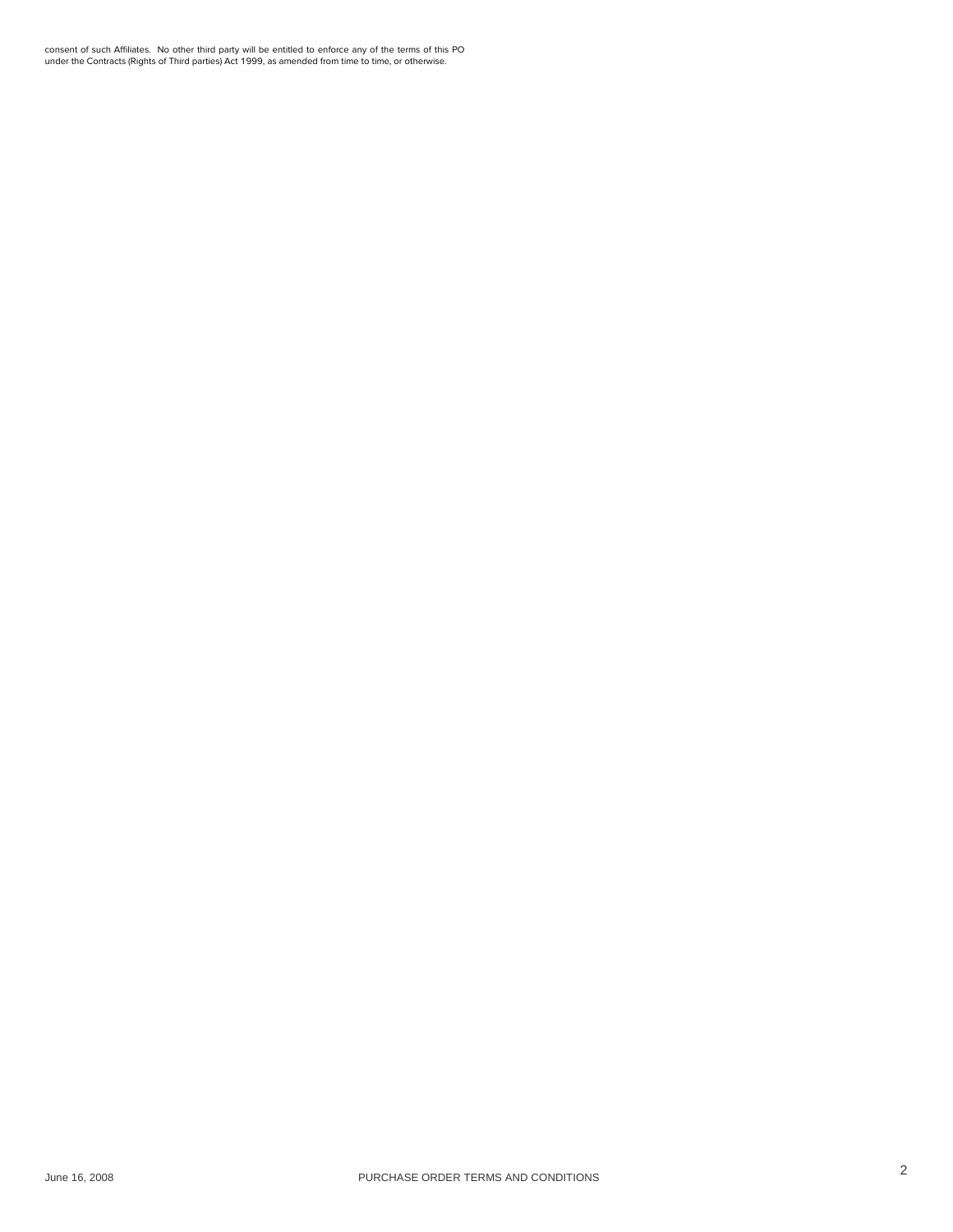consent of such Affiliates. No other third party will be entitled to enforce any of the terms of this PO under the Contracts (Rights of Third parties) Act 1999, as amended from time to time, or otherwise.